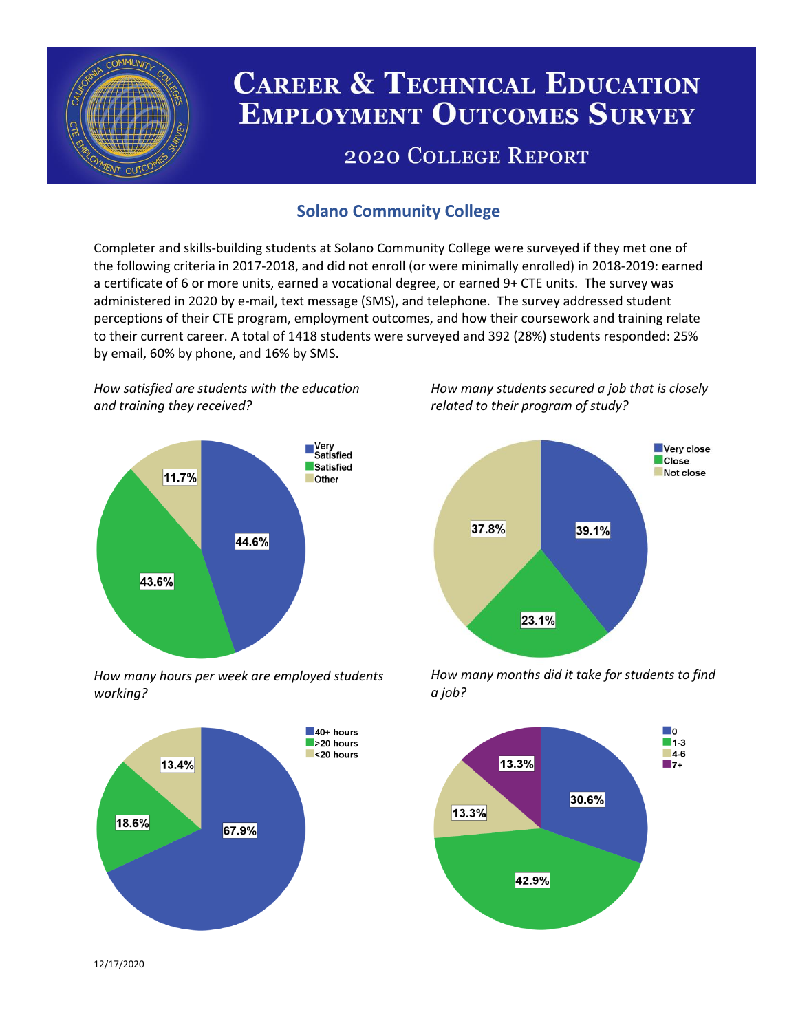# Career & Technical Education Employment Outcomes Survey

## 2020 College Report

### Solano Community College

Completer and skills-building students at Solano Community College were surveyed if they met one of the following criteria in 2017-2018, and did not enroll (or were minimally enrolled) in 2018-2019: earned a certificate of 6 or more units, earned a vocational degree, or earned 9+ CTE units. The survey was administered in 2020 by e-mail, text message (SMS), and telephone. The survey addressed student perceptions of their CTE program, employment outcomes, and how their coursework and training relate to their current career. A total of 1418 students were surveyed and 392 (28%) students responded: 25% by email, 60% by phone, and 16% by SMS.

*How satisfied are students with the education and training they received?*

| Response | Percent |
|---|---|
| Very Satisfied | 44.6% |
| Satisfied | 43.6% |
| Other | 11.7% |

*How many students secured a job that is closely related to their program of study?*

| Response | Percent |
|---|---|
| Very close | 39.1% |
| Close | 23.1% |
| Not close | 37.8% |

*How many hours per week are employed students working?*

| Response | Percent |
|---|---|
| 40+ hours | 67.9% |
| >20 hours | 18.6% |
| <20 hours | 13.4% |

*How many months did it take for students to find a job?*

| Response | Percent |
|---|---|
| 0 | 30.6% |
| 1-3 | 42.9% |
| 4-6 | 13.3% |
| 7+ | 13.3% |

12/17/2020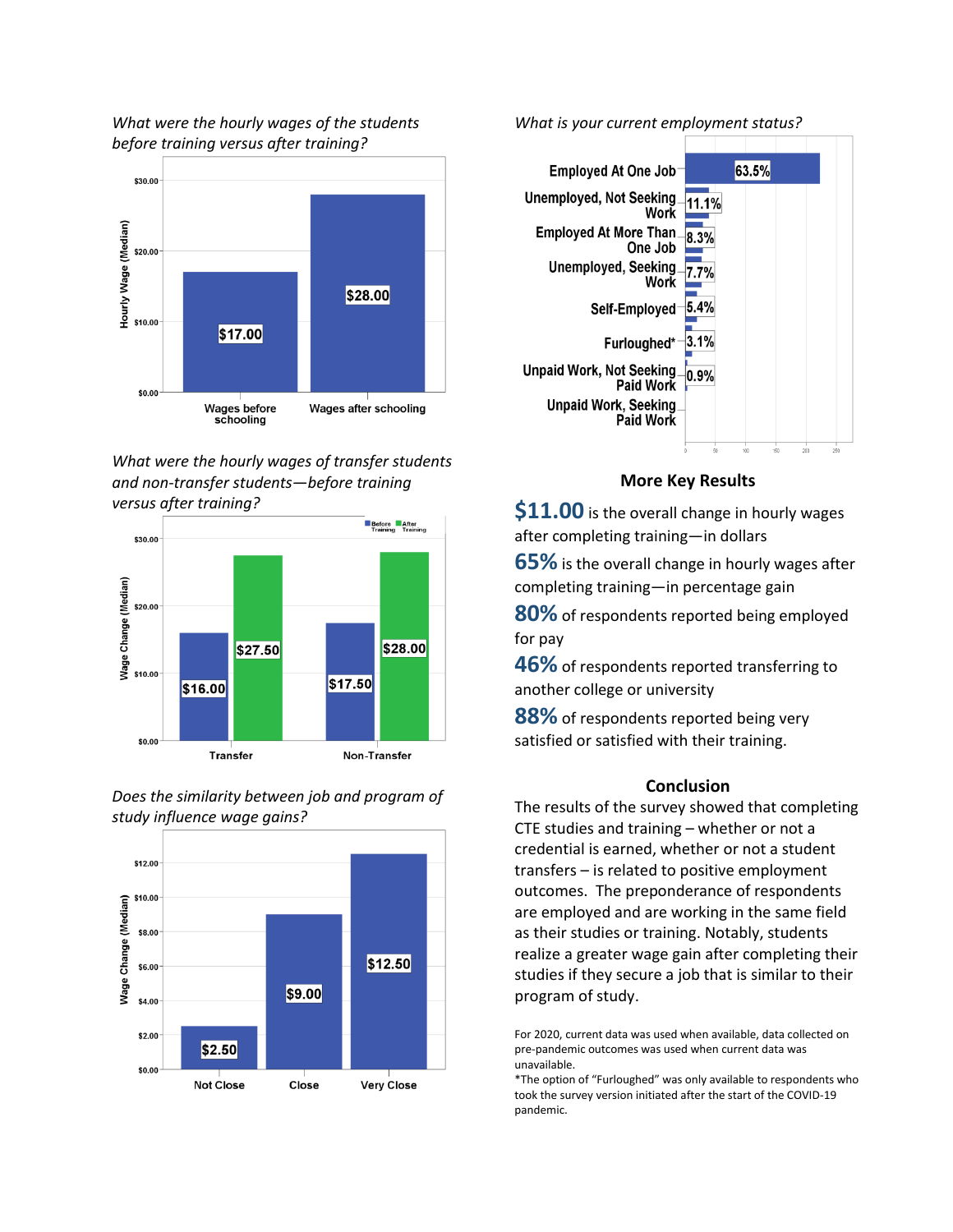*What were the hourly wages of the students before training versus after training?*

Hourly Wage (Median)

$30.00
$20.00
$10.00
$0.00

$17.00
$28.00

Wages before schooling
Wages after schooling

*What were the hourly wages of transfer students and non-transfer students—before training versus after training?*

Before Training
After Training

Wage Change (Median)

$30.00
$20.00
$10.00
$0.00

$16.00
$27.50
$17.50
$28.00

Transfer
Non-Transfer

*Does the similarity between job and program of study influence wage gains?*

Wage Change (Median)

$12.00
$10.00
$8.00
$6.00
$4.00
$2.00
$0.00

$2.50
$9.00
$12.50

Not Close
Close
Very Close

*What is your current employment status?*

Employed At One Job 63.5%
Unemployed, Not Seeking Work 11.1%
Employed At More Than One Job 8.3%
Unemployed, Seeking Work 7.7%
Self-Employed 5.4%
Furloughed* 3.1%
Unpaid Work, Not Seeking Paid Work 0.9%
Unpaid Work, Seeking Paid Work

0
50
100
150
200
250

## More Key Results

**$11.00** is the overall change in hourly wages after completing training—in dollars

**65%** is the overall change in hourly wages after completing training—in percentage gain

**80%** of respondents reported being employed for pay

**46%** of respondents reported transferring to another college or university

**88%** of respondents reported being very satisfied or satisfied with their training.

## Conclusion

The results of the survey showed that completing CTE studies and training – whether or not a credential is earned, whether or not a student transfers – is related to positive employment outcomes. The preponderance of respondents are employed and are working in the same field as their studies or training. Notably, students realize a greater wage gain after completing their studies if they secure a job that is similar to their program of study.

For 2020, current data was used when available, data collected on pre-pandemic outcomes was used when current data was unavailable.

*The option of "Furloughed" was only available to respondents who took the survey version initiated after the start of the COVID-19 pandemic.